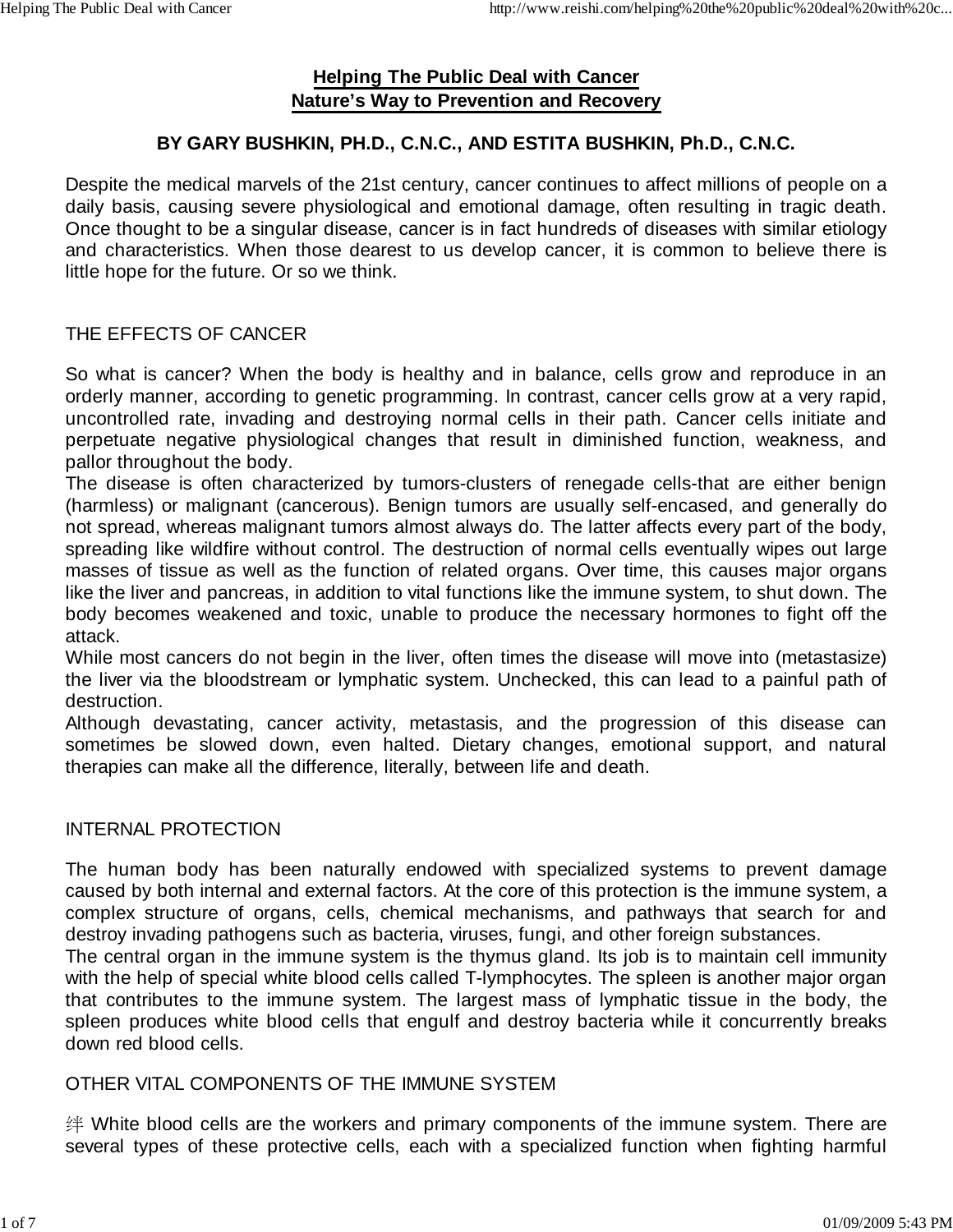# Helping The Public Deal with Cancer
## Nature's Way to Prevention and Recovery

**BY GARY BUSHKIN, PH.D., C.N.C., AND ESTITA BUSHKIN, Ph.D., C.N.C.**

Despite the medical marvels of the 21st century, cancer continues to affect millions of people on a daily basis, causing severe physiological and emotional damage, often resulting in tragic death. Once thought to be a singular disease, cancer is in fact hundreds of diseases with similar etiology and characteristics. When those dearest to us develop cancer, it is common to believe there is little hope for the future. Or so we think.

## THE EFFECTS OF CANCER

So what is cancer? When the body is healthy and in balance, cells grow and reproduce in an orderly manner, according to genetic programming. In contrast, cancer cells grow at a very rapid, uncontrolled rate, invading and destroying normal cells in their path. Cancer cells initiate and perpetuate negative physiological changes that result in diminished function, weakness, and pallor throughout the body.

The disease is often characterized by tumors-clusters of renegade cells-that are either benign (harmless) or malignant (cancerous). Benign tumors are usually self-encased, and generally do not spread, whereas malignant tumors almost always do. The latter affects every part of the body, spreading like wildfire without control. The destruction of normal cells eventually wipes out large masses of tissue as well as the function of related organs. Over time, this causes major organs like the liver and pancreas, in addition to vital functions like the immune system, to shut down. The body becomes weakened and toxic, unable to produce the necessary hormones to fight off the attack.

While most cancers do not begin in the liver, often times the disease will move into (metastasize) the liver via the bloodstream or lymphatic system. Unchecked, this can lead to a painful path of destruction.

Although devastating, cancer activity, metastasis, and the progression of this disease can sometimes be slowed down, even halted. Dietary changes, emotional support, and natural therapies can make all the difference, literally, between life and death.

## INTERNAL PROTECTION

The human body has been naturally endowed with specialized systems to prevent damage caused by both internal and external factors. At the core of this protection is the immune system, a complex structure of organs, cells, chemical mechanisms, and pathways that search for and destroy invading pathogens such as bacteria, viruses, fungi, and other foreign substances.

The central organ in the immune system is the thymus gland. Its job is to maintain cell immunity with the help of special white blood cells called T-lymphocytes. The spleen is another major organ that contributes to the immune system. The largest mass of lymphatic tissue in the body, the spleen produces white blood cells that engulf and destroy bacteria while it concurrently breaks down red blood cells.

## OTHER VITAL COMPONENTS OF THE IMMUNE SYSTEM

绊 White blood cells are the workers and primary components of the immune system. There are several types of these protective cells, each with a specialized function when fighting harmful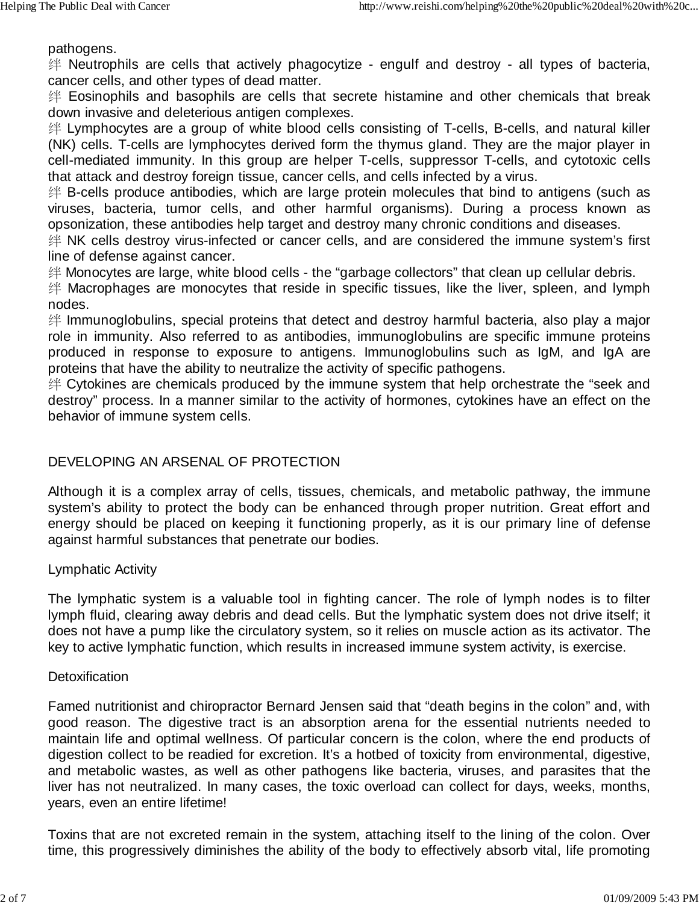pathogens.

- Neutrophils are cells that actively phagocytize - engulf and destroy - all types of bacteria, cancer cells, and other types of dead matter.
- Eosinophils and basophils are cells that secrete histamine and other chemicals that break down invasive and deleterious antigen complexes.
- Lymphocytes are a group of white blood cells consisting of T-cells, B-cells, and natural killer (NK) cells. T-cells are lymphocytes derived form the thymus gland. They are the major player in cell-mediated immunity. In this group are helper T-cells, suppressor T-cells, and cytotoxic cells that attack and destroy foreign tissue, cancer cells, and cells infected by a virus.
- B-cells produce antibodies, which are large protein molecules that bind to antigens (such as viruses, bacteria, tumor cells, and other harmful organisms). During a process known as opsonization, these antibodies help target and destroy many chronic conditions and diseases.
- NK cells destroy virus-infected or cancer cells, and are considered the immune system's first line of defense against cancer.
- Monocytes are large, white blood cells - the "garbage collectors" that clean up cellular debris.
- Macrophages are monocytes that reside in specific tissues, like the liver, spleen, and lymph nodes.
- Immunoglobulins, special proteins that detect and destroy harmful bacteria, also play a major role in immunity. Also referred to as antibodies, immunoglobulins are specific immune proteins produced in response to exposure to antigens. Immunoglobulins such as IgM, and IgA are proteins that have the ability to neutralize the activity of specific pathogens.
- Cytokines are chemicals produced by the immune system that help orchestrate the "seek and destroy" process. In a manner similar to the activity of hormones, cytokines have an effect on the behavior of immune system cells.

## DEVELOPING AN ARSENAL OF PROTECTION

Although it is a complex array of cells, tissues, chemicals, and metabolic pathway, the immune system's ability to protect the body can be enhanced through proper nutrition. Great effort and energy should be placed on keeping it functioning properly, as it is our primary line of defense against harmful substances that penetrate our bodies.

### Lymphatic Activity

The lymphatic system is a valuable tool in fighting cancer. The role of lymph nodes is to filter lymph fluid, clearing away debris and dead cells. But the lymphatic system does not drive itself; it does not have a pump like the circulatory system, so it relies on muscle action as its activator. The key to active lymphatic function, which results in increased immune system activity, is exercise.

### Detoxification

Famed nutritionist and chiropractor Bernard Jensen said that "death begins in the colon" and, with good reason. The digestive tract is an absorption arena for the essential nutrients needed to maintain life and optimal wellness. Of particular concern is the colon, where the end products of digestion collect to be readied for excretion. It's a hotbed of toxicity from environmental, digestive, and metabolic wastes, as well as other pathogens like bacteria, viruses, and parasites that the liver has not neutralized. In many cases, the toxic overload can collect for days, weeks, months, years, even an entire lifetime!

Toxins that are not excreted remain in the system, attaching itself to the lining of the colon. Over time, this progressively diminishes the ability of the body to effectively absorb vital, life promoting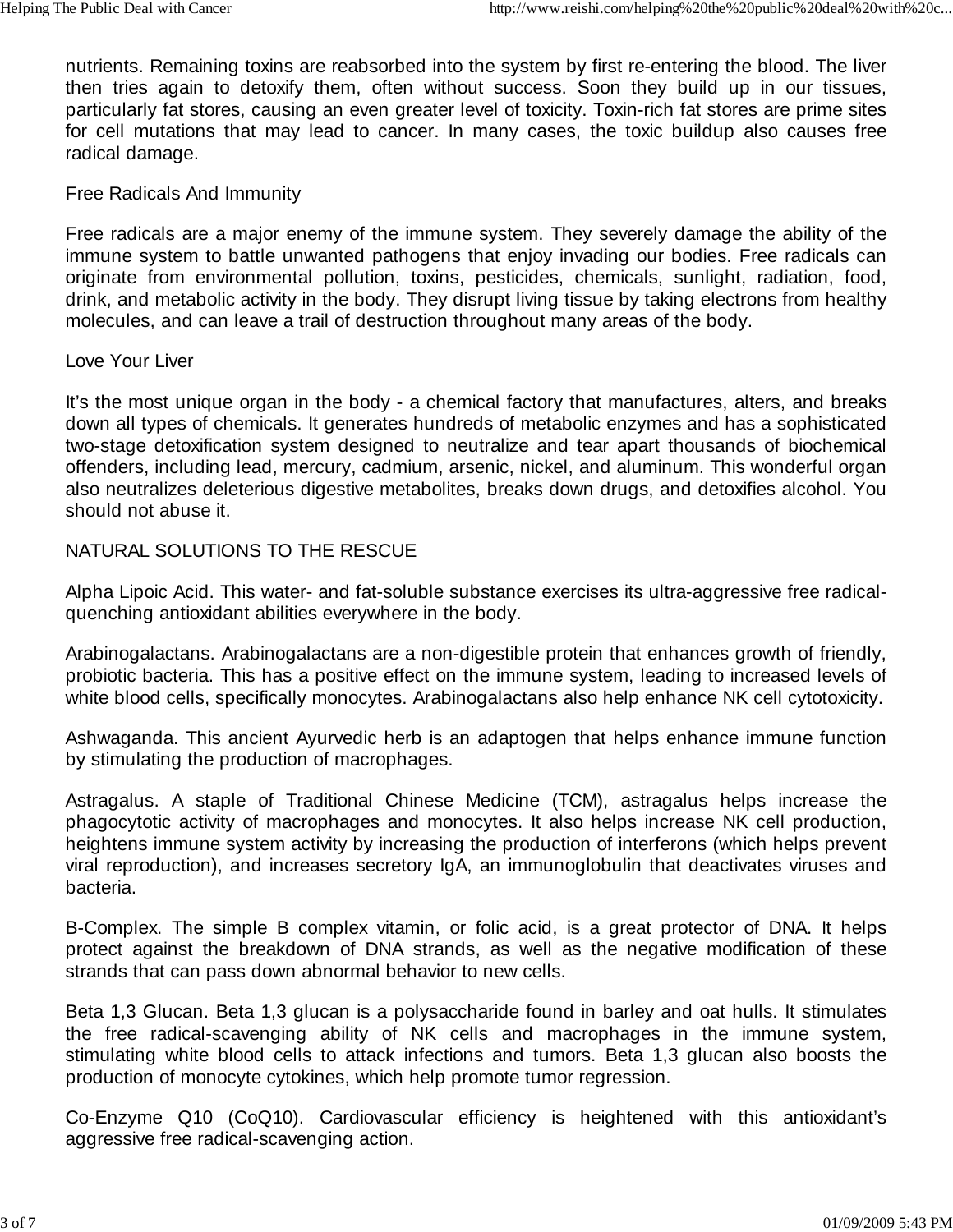nutrients. Remaining toxins are reabsorbed into the system by first re-entering the blood. The liver then tries again to detoxify them, often without success. Soon they build up in our tissues, particularly fat stores, causing an even greater level of toxicity. Toxin-rich fat stores are prime sites for cell mutations that may lead to cancer. In many cases, the toxic buildup also causes free radical damage.

## Free Radicals And Immunity

Free radicals are a major enemy of the immune system. They severely damage the ability of the immune system to battle unwanted pathogens that enjoy invading our bodies. Free radicals can originate from environmental pollution, toxins, pesticides, chemicals, sunlight, radiation, food, drink, and metabolic activity in the body. They disrupt living tissue by taking electrons from healthy molecules, and can leave a trail of destruction throughout many areas of the body.

## Love Your Liver

It's the most unique organ in the body - a chemical factory that manufactures, alters, and breaks down all types of chemicals. It generates hundreds of metabolic enzymes and has a sophisticated two-stage detoxification system designed to neutralize and tear apart thousands of biochemical offenders, including lead, mercury, cadmium, arsenic, nickel, and aluminum. This wonderful organ also neutralizes deleterious digestive metabolites, breaks down drugs, and detoxifies alcohol. You should not abuse it.

## NATURAL SOLUTIONS TO THE RESCUE

Alpha Lipoic Acid. This water- and fat-soluble substance exercises its ultra-aggressive free radical-quenching antioxidant abilities everywhere in the body.

Arabinogalactans. Arabinogalactans are a non-digestible protein that enhances growth of friendly, probiotic bacteria. This has a positive effect on the immune system, leading to increased levels of white blood cells, specifically monocytes. Arabinogalactans also help enhance NK cell cytotoxicity.

Ashwaganda. This ancient Ayurvedic herb is an adaptogen that helps enhance immune function by stimulating the production of macrophages.

Astragalus. A staple of Traditional Chinese Medicine (TCM), astragalus helps increase the phagocytotic activity of macrophages and monocytes. It also helps increase NK cell production, heightens immune system activity by increasing the production of interferons (which helps prevent viral reproduction), and increases secretory IgA, an immunoglobulin that deactivates viruses and bacteria.

B-Complex. The simple B complex vitamin, or folic acid, is a great protector of DNA. It helps protect against the breakdown of DNA strands, as well as the negative modification of these strands that can pass down abnormal behavior to new cells.

Beta 1,3 Glucan. Beta 1,3 glucan is a polysaccharide found in barley and oat hulls. It stimulates the free radical-scavenging ability of NK cells and macrophages in the immune system, stimulating white blood cells to attack infections and tumors. Beta 1,3 glucan also boosts the production of monocyte cytokines, which help promote tumor regression.

Co-Enzyme Q10 (CoQ10). Cardiovascular efficiency is heightened with this antioxidant's aggressive free radical-scavenging action.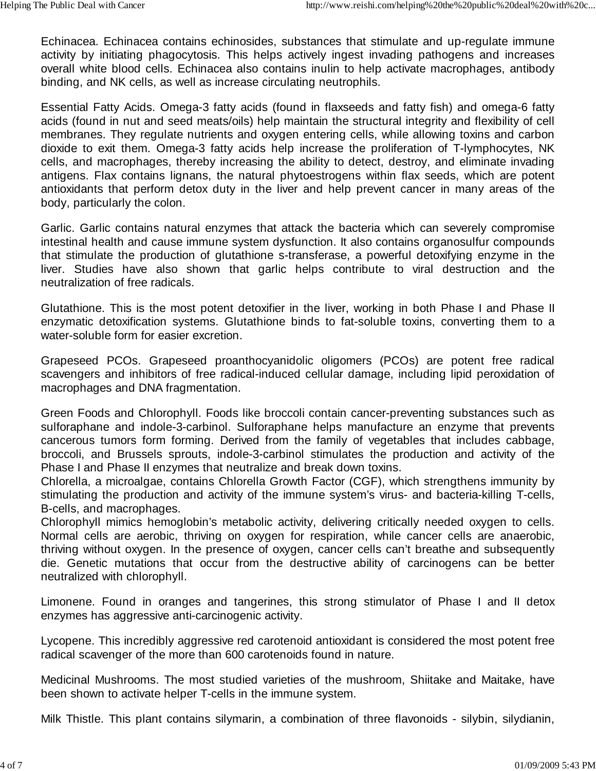Echinacea. Echinacea contains echinosides, substances that stimulate and up-regulate immune activity by initiating phagocytosis. This helps actively ingest invading pathogens and increases overall white blood cells. Echinacea also contains inulin to help activate macrophages, antibody binding, and NK cells, as well as increase circulating neutrophils.

Essential Fatty Acids. Omega-3 fatty acids (found in flaxseeds and fatty fish) and omega-6 fatty acids (found in nut and seed meats/oils) help maintain the structural integrity and flexibility of cell membranes. They regulate nutrients and oxygen entering cells, while allowing toxins and carbon dioxide to exit them. Omega-3 fatty acids help increase the proliferation of T-lymphocytes, NK cells, and macrophages, thereby increasing the ability to detect, destroy, and eliminate invading antigens. Flax contains lignans, the natural phytoestrogens within flax seeds, which are potent antioxidants that perform detox duty in the liver and help prevent cancer in many areas of the body, particularly the colon.

Garlic. Garlic contains natural enzymes that attack the bacteria which can severely compromise intestinal health and cause immune system dysfunction. It also contains organosulfur compounds that stimulate the production of glutathione s-transferase, a powerful detoxifying enzyme in the liver. Studies have also shown that garlic helps contribute to viral destruction and the neutralization of free radicals.

Glutathione. This is the most potent detoxifier in the liver, working in both Phase I and Phase II enzymatic detoxification systems. Glutathione binds to fat-soluble toxins, converting them to a water-soluble form for easier excretion.

Grapeseed PCOs. Grapeseed proanthocyanidolic oligomers (PCOs) are potent free radical scavengers and inhibitors of free radical-induced cellular damage, including lipid peroxidation of macrophages and DNA fragmentation.

Green Foods and Chlorophyll. Foods like broccoli contain cancer-preventing substances such as sulforaphane and indole-3-carbinol. Sulforaphane helps manufacture an enzyme that prevents cancerous tumors form forming. Derived from the family of vegetables that includes cabbage, broccoli, and Brussels sprouts, indole-3-carbinol stimulates the production and activity of the Phase I and Phase II enzymes that neutralize and break down toxins.

Chlorella, a microalgae, contains Chlorella Growth Factor (CGF), which strengthens immunity by stimulating the production and activity of the immune system's virus- and bacteria-killing T-cells, B-cells, and macrophages.

Chlorophyll mimics hemoglobin's metabolic activity, delivering critically needed oxygen to cells. Normal cells are aerobic, thriving on oxygen for respiration, while cancer cells are anaerobic, thriving without oxygen. In the presence of oxygen, cancer cells can't breathe and subsequently die. Genetic mutations that occur from the destructive ability of carcinogens can be better neutralized with chlorophyll.

Limonene. Found in oranges and tangerines, this strong stimulator of Phase I and II detox enzymes has aggressive anti-carcinogenic activity.

Lycopene. This incredibly aggressive red carotenoid antioxidant is considered the most potent free radical scavenger of the more than 600 carotenoids found in nature.

Medicinal Mushrooms. The most studied varieties of the mushroom, Shiitake and Maitake, have been shown to activate helper T-cells in the immune system.

Milk Thistle. This plant contains silymarin, a combination of three flavonoids - silybin, silydianin,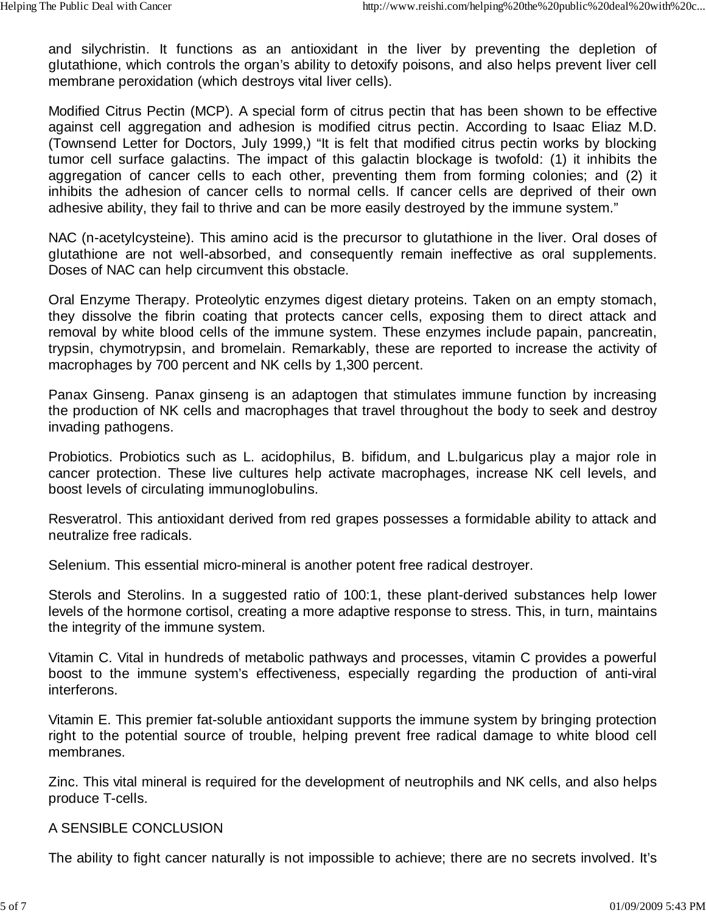and silychristin. It functions as an antioxidant in the liver by preventing the depletion of glutathione, which controls the organ's ability to detoxify poisons, and also helps prevent liver cell membrane peroxidation (which destroys vital liver cells).

Modified Citrus Pectin (MCP). A special form of citrus pectin that has been shown to be effective against cell aggregation and adhesion is modified citrus pectin. According to Isaac Eliaz M.D. (Townsend Letter for Doctors, July 1999,) "It is felt that modified citrus pectin works by blocking tumor cell surface galactins. The impact of this galactin blockage is twofold: (1) it inhibits the aggregation of cancer cells to each other, preventing them from forming colonies; and (2) it inhibits the adhesion of cancer cells to normal cells. If cancer cells are deprived of their own adhesive ability, they fail to thrive and can be more easily destroyed by the immune system."

NAC (n-acetylcysteine). This amino acid is the precursor to glutathione in the liver. Oral doses of glutathione are not well-absorbed, and consequently remain ineffective as oral supplements. Doses of NAC can help circumvent this obstacle.

Oral Enzyme Therapy. Proteolytic enzymes digest dietary proteins. Taken on an empty stomach, they dissolve the fibrin coating that protects cancer cells, exposing them to direct attack and removal by white blood cells of the immune system. These enzymes include papain, pancreatin, trypsin, chymotrypsin, and bromelain. Remarkably, these are reported to increase the activity of macrophages by 700 percent and NK cells by 1,300 percent.

Panax Ginseng. Panax ginseng is an adaptogen that stimulates immune function by increasing the production of NK cells and macrophages that travel throughout the body to seek and destroy invading pathogens.

Probiotics. Probiotics such as L. acidophilus, B. bifidum, and L.bulgaricus play a major role in cancer protection. These live cultures help activate macrophages, increase NK cell levels, and boost levels of circulating immunoglobulins.

Resveratrol. This antioxidant derived from red grapes possesses a formidable ability to attack and neutralize free radicals.

Selenium. This essential micro-mineral is another potent free radical destroyer.

Sterols and Sterolins. In a suggested ratio of 100:1, these plant-derived substances help lower levels of the hormone cortisol, creating a more adaptive response to stress. This, in turn, maintains the integrity of the immune system.

Vitamin C. Vital in hundreds of metabolic pathways and processes, vitamin C provides a powerful boost to the immune system's effectiveness, especially regarding the production of anti-viral interferons.

Vitamin E. This premier fat-soluble antioxidant supports the immune system by bringing protection right to the potential source of trouble, helping prevent free radical damage to white blood cell membranes.

Zinc. This vital mineral is required for the development of neutrophils and NK cells, and also helps produce T-cells.

## A SENSIBLE CONCLUSION

The ability to fight cancer naturally is not impossible to achieve; there are no secrets involved. It's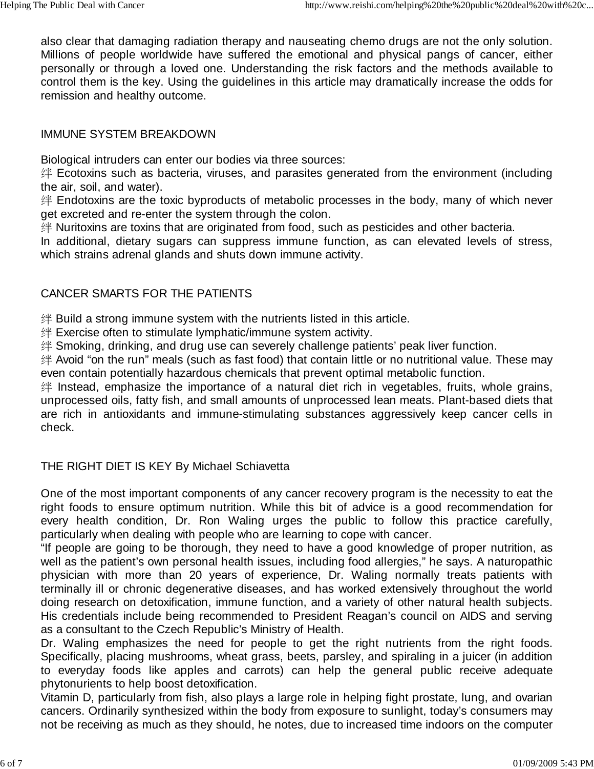also clear that damaging radiation therapy and nauseating chemo drugs are not the only solution. Millions of people worldwide have suffered the emotional and physical pangs of cancer, either personally or through a loved one. Understanding the risk factors and the methods available to control them is the key. Using the guidelines in this article may dramatically increase the odds for remission and healthy outcome.

## IMMUNE SYSTEM BREAKDOWN

Biological intruders can enter our bodies via three sources:

- 绊 Ecotoxins such as bacteria, viruses, and parasites generated from the environment (including the air, soil, and water).
- 绊 Endotoxins are the toxic byproducts of metabolic processes in the body, many of which never get excreted and re-enter the system through the colon.
- 绊 Nuritoxins are toxins that are originated from food, such as pesticides and other bacteria.

In additional, dietary sugars can suppress immune function, as can elevated levels of stress, which strains adrenal glands and shuts down immune activity.

## CANCER SMARTS FOR THE PATIENTS

- 绊 Build a strong immune system with the nutrients listed in this article.
- 绊 Exercise often to stimulate lymphatic/immune system activity.
- 绊 Smoking, drinking, and drug use can severely challenge patients' peak liver function.
- 绊 Avoid "on the run" meals (such as fast food) that contain little or no nutritional value. These may even contain potentially hazardous chemicals that prevent optimal metabolic function.
- 绊 Instead, emphasize the importance of a natural diet rich in vegetables, fruits, whole grains, unprocessed oils, fatty fish, and small amounts of unprocessed lean meats. Plant-based diets that are rich in antioxidants and immune-stimulating substances aggressively keep cancer cells in check.

## THE RIGHT DIET IS KEY By Michael Schiavetta

One of the most important components of any cancer recovery program is the necessity to eat the right foods to ensure optimum nutrition. While this bit of advice is a good recommendation for every health condition, Dr. Ron Waling urges the public to follow this practice carefully, particularly when dealing with people who are learning to cope with cancer.

"If people are going to be thorough, they need to have a good knowledge of proper nutrition, as well as the patient's own personal health issues, including food allergies," he says. A naturopathic physician with more than 20 years of experience, Dr. Waling normally treats patients with terminally ill or chronic degenerative diseases, and has worked extensively throughout the world doing research on detoxification, immune function, and a variety of other natural health subjects. His credentials include being recommended to President Reagan's council on AIDS and serving as a consultant to the Czech Republic's Ministry of Health.

Dr. Waling emphasizes the need for people to get the right nutrients from the right foods. Specifically, placing mushrooms, wheat grass, beets, parsley, and spiraling in a juicer (in addition to everyday foods like apples and carrots) can help the general public receive adequate phytonurients to help boost detoxification.

Vitamin D, particularly from fish, also plays a large role in helping fight prostate, lung, and ovarian cancers. Ordinarily synthesized within the body from exposure to sunlight, today's consumers may not be receiving as much as they should, he notes, due to increased time indoors on the computer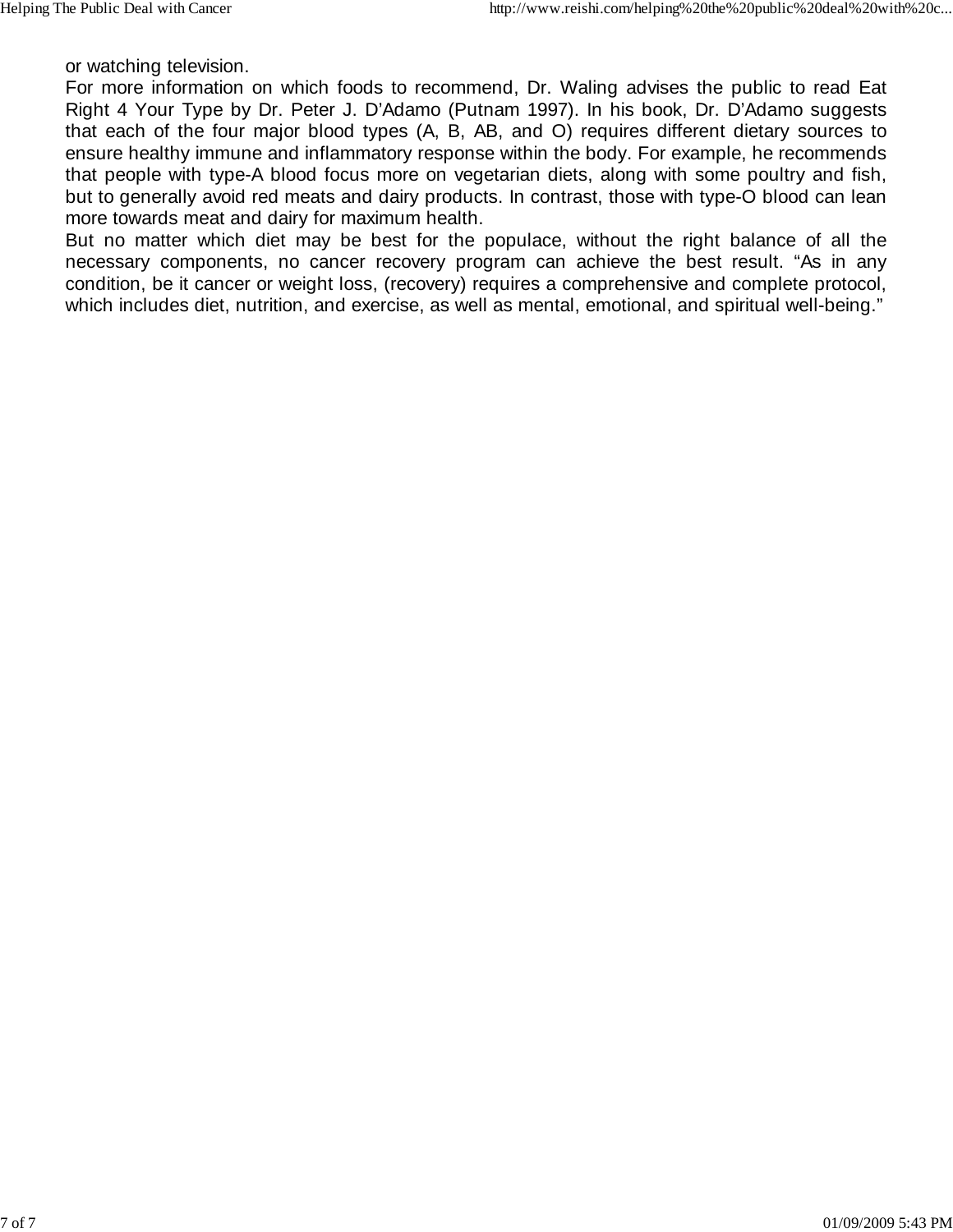or watching television.

For more information on which foods to recommend, Dr. Waling advises the public to read Eat Right 4 Your Type by Dr. Peter J. D'Adamo (Putnam 1997). In his book, Dr. D'Adamo suggests that each of the four major blood types (A, B, AB, and O) requires different dietary sources to ensure healthy immune and inflammatory response within the body. For example, he recommends that people with type-A blood focus more on vegetarian diets, along with some poultry and fish, but to generally avoid red meats and dairy products. In contrast, those with type-O blood can lean more towards meat and dairy for maximum health.

But no matter which diet may be best for the populace, without the right balance of all the necessary components, no cancer recovery program can achieve the best result. "As in any condition, be it cancer or weight loss, (recovery) requires a comprehensive and complete protocol, which includes diet, nutrition, and exercise, as well as mental, emotional, and spiritual well-being."